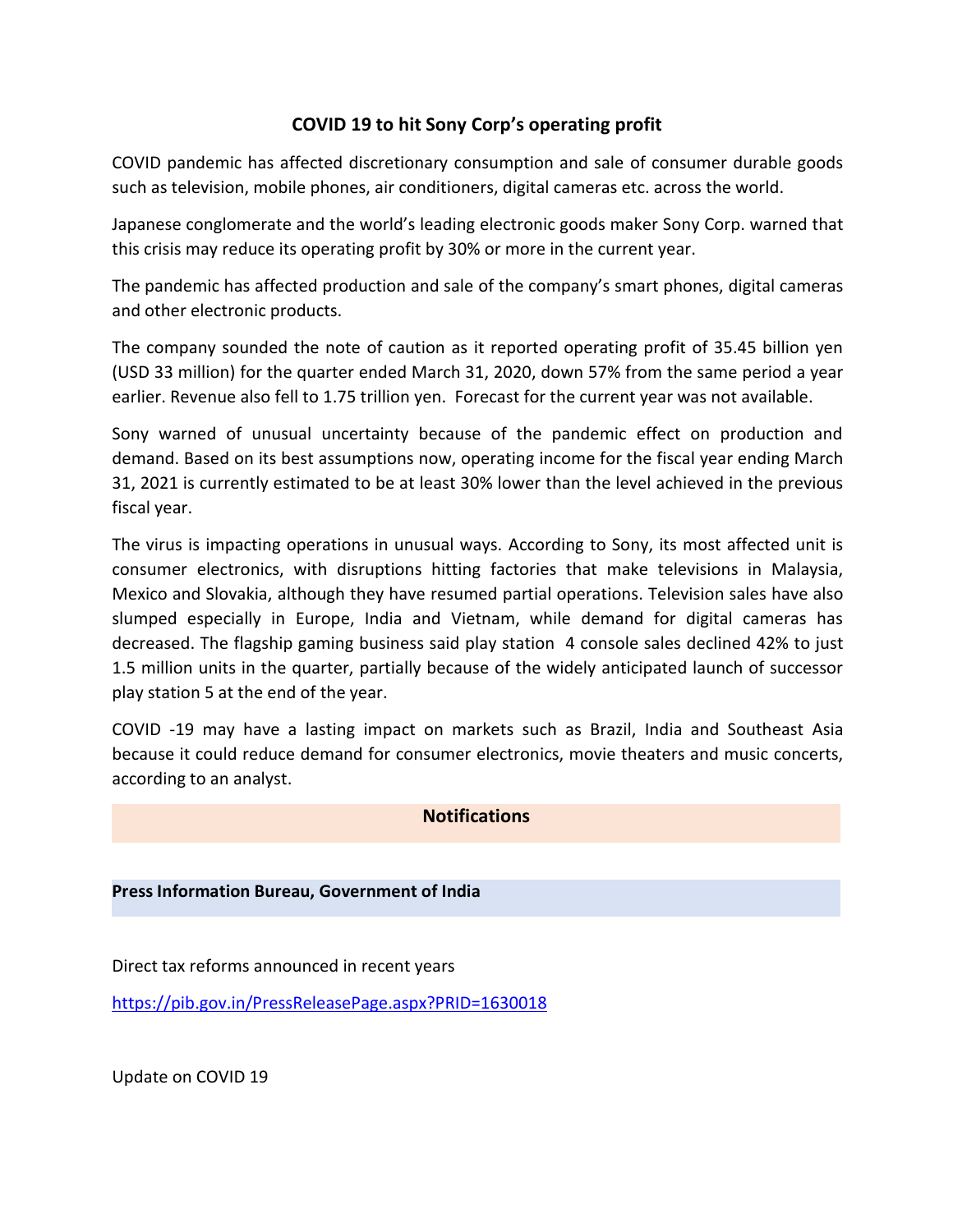# COVID 19 to hit Sony Corp's operating profit

COVID pandemic has affected discretionary consumption and sale of consumer durable goods such as television, mobile phones, air conditioners, digital cameras etc. across the world.

Japanese conglomerate and the world's leading electronic goods maker Sony Corp. warned that this crisis may reduce its operating profit by 30% or more in the current year.

The pandemic has affected production and sale of the company's smart phones, digital cameras and other electronic products.

The company sounded the note of caution as it reported operating profit of 35.45 billion yen (USD 33 million) for the quarter ended March 31, 2020, down 57% from the same period a year earlier. Revenue also fell to 1.75 trillion yen. Forecast for the current year was not available.

Sony warned of unusual uncertainty because of the pandemic effect on production and demand. Based on its best assumptions now, operating income for the fiscal year ending March 31, 2021 is currently estimated to be at least 30% lower than the level achieved in the previous fiscal year.

The virus is impacting operations in unusual ways. According to Sony, its most affected unit is consumer electronics, with disruptions hitting factories that make televisions in Malaysia, Mexico and Slovakia, although they have resumed partial operations. Television sales have also slumped especially in Europe, India and Vietnam, while demand for digital cameras has decreased. The flagship gaming business said play station 4 console sales declined 42% to just 1.5 million units in the quarter, partially because of the widely anticipated launch of successor play station 5 at the end of the year.

COVID -19 may have a lasting impact on markets such as Brazil, India and Southeast Asia because it could reduce demand for consumer electronics, movie theaters and music concerts, according to an analyst.

## Notifications

**Press Information Bureau, Government of India**

Direct tax reforms announced in recent years

https://pib.gov.in/PressReleasePage.aspx?PRID=1630018

Update on COVID 19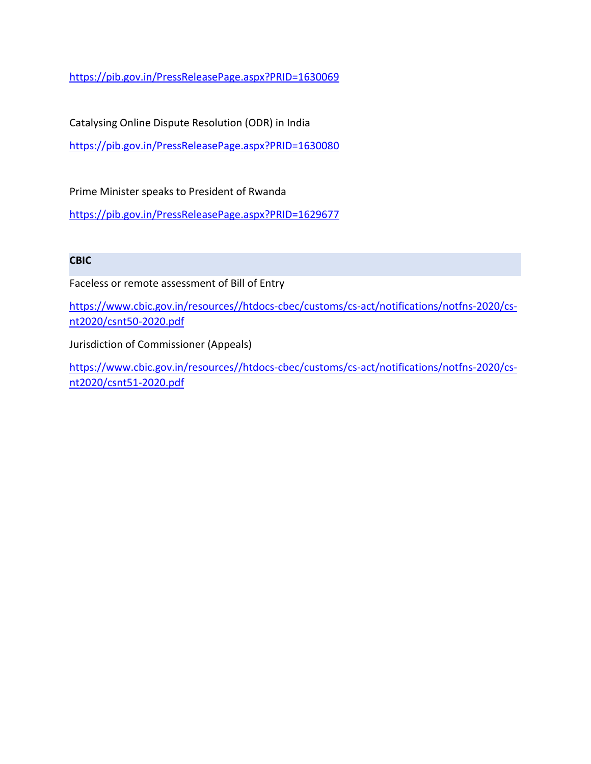https://pib.gov.in/PressReleasePage.aspx?PRID=1630069

Catalysing Online Dispute Resolution (ODR) in India

https://pib.gov.in/PressReleasePage.aspx?PRID=1630080

Prime Minister speaks to President of Rwanda

https://pib.gov.in/PressReleasePage.aspx?PRID=1629677

**CBIC**

Faceless or remote assessment of Bill of Entry

https://www.cbic.gov.in/resources//htdocs-cbec/customs/cs-act/notifications/notfns-2020/cs-nt2020/csnt50-2020.pdf

Jurisdiction of Commissioner (Appeals)

https://www.cbic.gov.in/resources//htdocs-cbec/customs/cs-act/notifications/notfns-2020/cs-nt2020/csnt51-2020.pdf